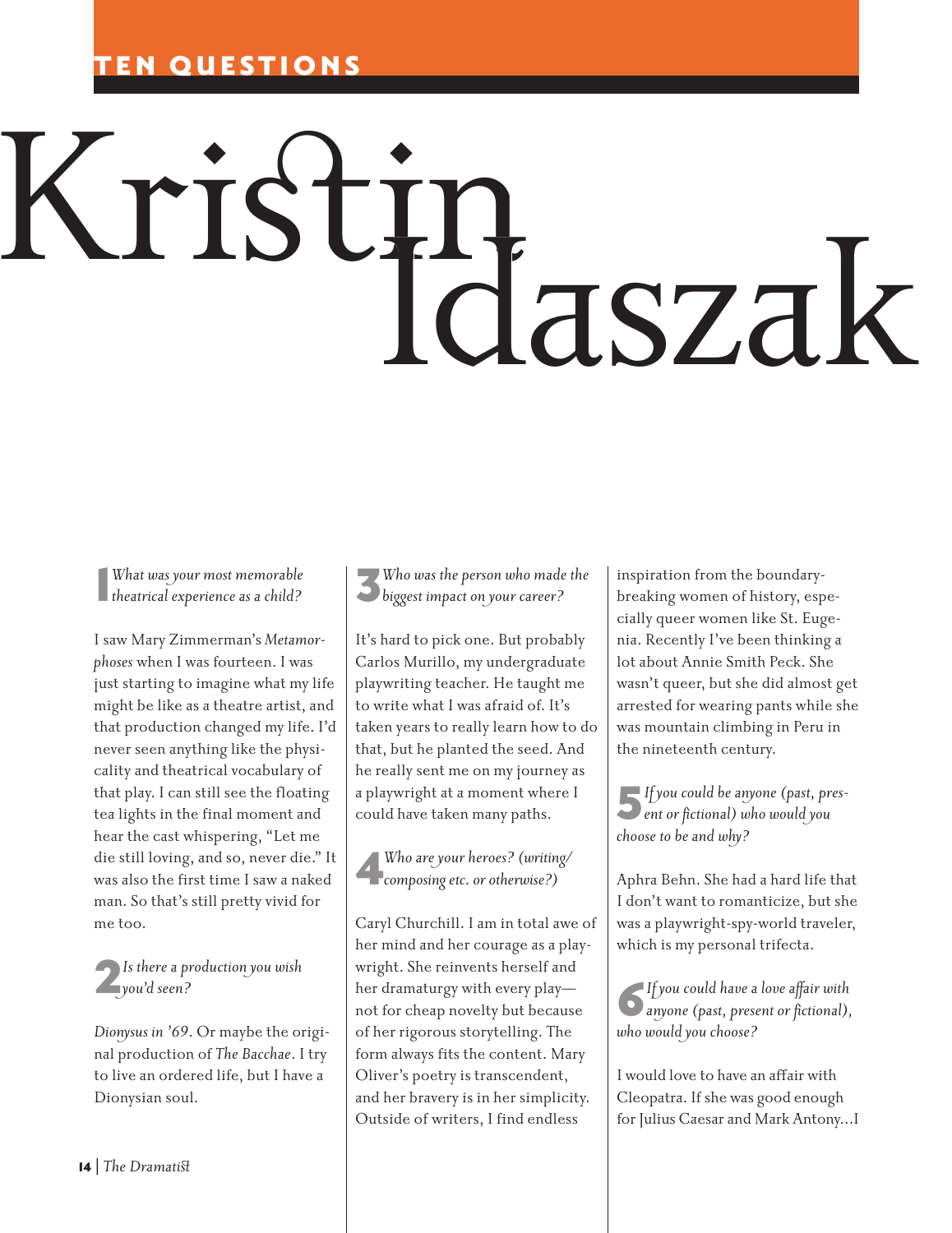TEN QUESTIONS

# Kristin Idaszak

**1** *What was your most memorable theatrical experience as a child?*

I saw Mary Zimmerman's *Metamorphoses* when I was fourteen. I was just starting to imagine what my life might be like as a theatre artist, and that production changed my life. I'd never seen anything like the physicality and theatrical vocabulary of that play. I can still see the floating tea lights in the final moment and hear the cast whispering, "Let me die still loving, and so, never die." It was also the first time I saw a naked man. So that's still pretty vivid for me too.

**2** *Is there a production you wish you'd seen?*

*Dionysus in '69*. Or maybe the original production of *The Bacchae*. I try to live an ordered life, but I have a Dionysian soul.

**3** *Who was the person who made the biggest impact on your career?*

It's hard to pick one. But probably Carlos Murillo, my undergraduate playwriting teacher. He taught me to write what I was afraid of. It's taken years to really learn how to do that, but he planted the seed. And he really sent me on my journey as a playwright at a moment where I could have taken many paths.

**4** *Who are your heroes? (writing/composing etc. or otherwise?)*

Caryl Churchill. I am in total awe of her mind and her courage as a playwright. She reinvents herself and her dramaturgy with every play—not for cheap novelty but because of her rigorous storytelling. The form always fits the content. Mary Oliver's poetry is transcendent, and her bravery is in her simplicity. Outside of writers, I find endless inspiration from the boundary-breaking women of history, especially queer women like St. Eugenia. Recently I've been thinking a lot about Annie Smith Peck. She wasn't queer, but she did almost get arrested for wearing pants while she was mountain climbing in Peru in the nineteenth century.

**5** *If you could be anyone (past, present or fictional) who would you choose to be and why?*

Aphra Behn. She had a hard life that I don't want to romanticize, but she was a playwright-spy-world traveler, which is my personal trifecta.

**6** *If you could have a love affair with anyone (past, present or fictional), who would you choose?*

I would love to have an affair with Cleopatra. If she was good enough for Julius Caesar and Mark Antony…I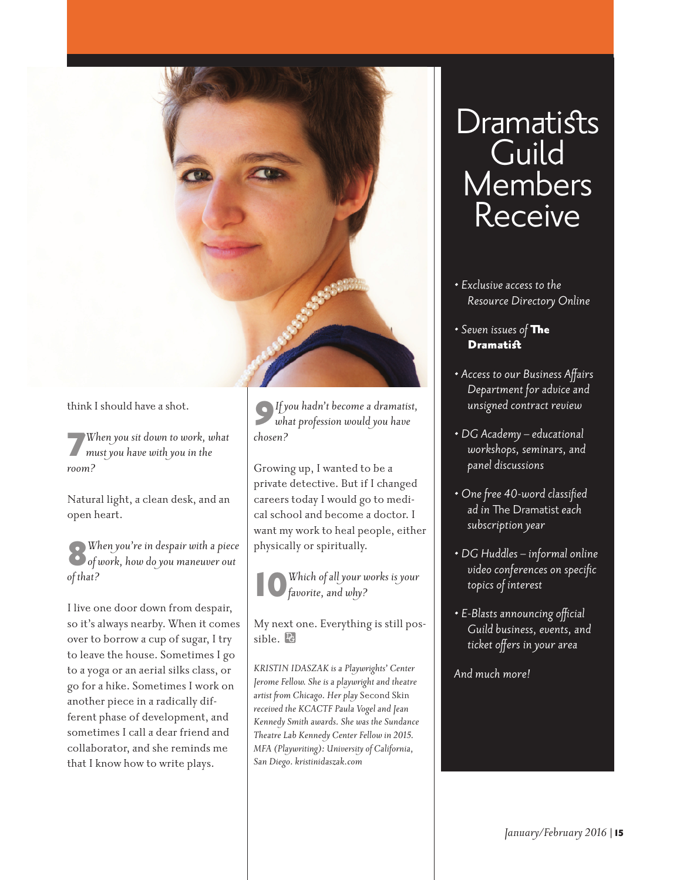think I should have a shot.

**7** *When you sit down to work, what must you have with you in the room?*

Natural light, a clean desk, and an open heart.

**8** *When you're in despair with a piece of work, how do you maneuver out of that?*

I live one door down from despair, so it's always nearby. When it comes over to borrow a cup of sugar, I try to leave the house. Sometimes I go to a yoga or an aerial silks class, or go for a hike. Sometimes I work on another piece in a radically different phase of development, and sometimes I call a dear friend and collaborator, and she reminds me that I know how to write plays.

**9** *If you hadn't become a dramatist, what profession would you have chosen?*

Growing up, I wanted to be a private detective. But if I changed careers today I would go to medical school and become a doctor. I want my work to heal people, either physically or spiritually.

**10** *Which of all your works is your favorite, and why?*

My next one. Everything is still possible.

*KRISTIN IDASZAK is a Playwrights' Center Jerome Fellow. She is a playwright and theatre artist from Chicago. Her play* Second Skin *received the KCACTF Paula Vogel and Jean Kennedy Smith awards. She was the Sundance Theatre Lab Kennedy Center Fellow in 2015. MFA (Playwriting): University of California, San Diego. kristinidaszak.com*

# Dramatists Guild Members Receive

- *Exclusive access to the Resource Directory Online*
- *Seven issues of* **The Dramatist**
- *Access to our Business Affairs Department for advice and unsigned contract review*
- *DG Academy – educational workshops, seminars, and panel discussions*
- *One free 40-word classified ad in* The Dramatist *each subscription year*
- *DG Huddles – informal online video conferences on specific topics of interest*
- *E-Blasts announcing official Guild business, events, and ticket offers in your area*

*And much more!*